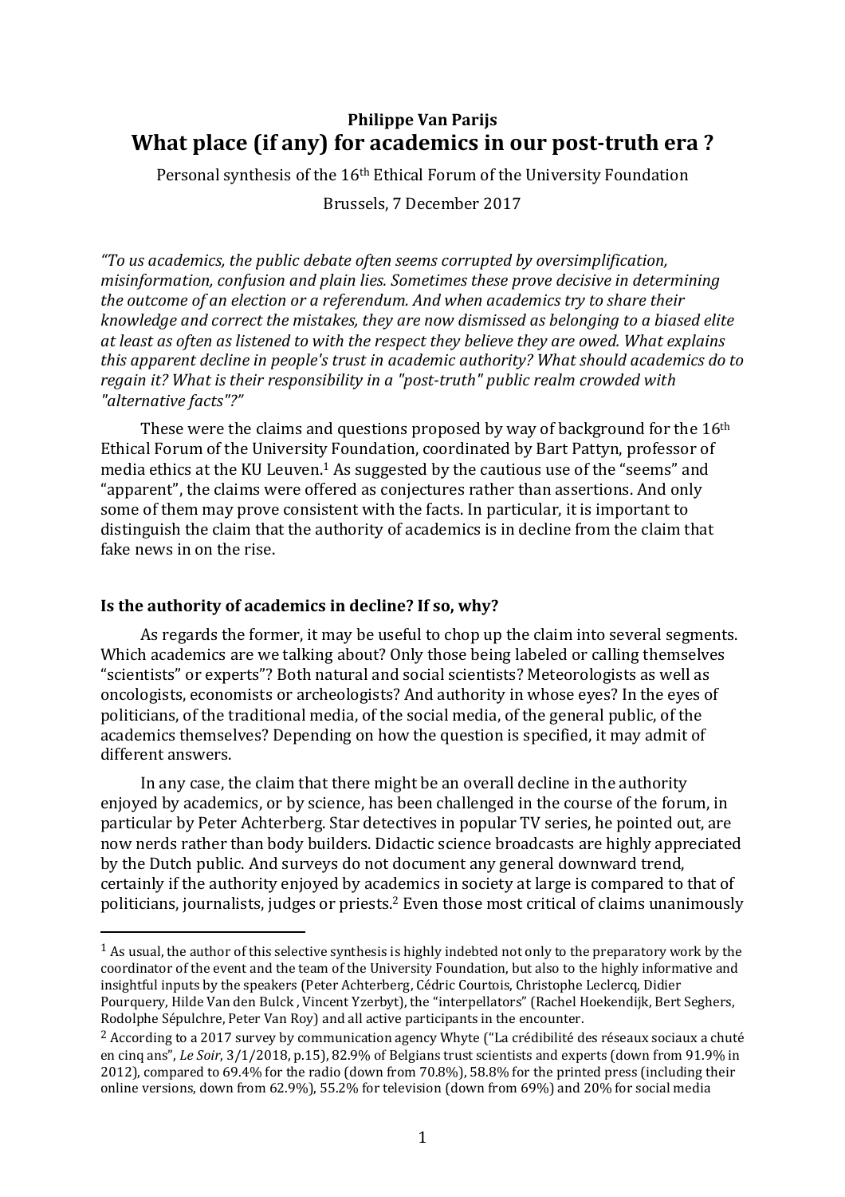**Philippe Van Parijs**

# What place (if any) for academics in our post-truth era ?

Personal synthesis of the 16th Ethical Forum of the University Foundation

Brussels, 7 December 2017

*"To us academics, the public debate often seems corrupted by oversimplification, misinformation, confusion and plain lies. Sometimes these prove decisive in determining the outcome of an election or a referendum. And when academics try to share their knowledge and correct the mistakes, they are now dismissed as belonging to a biased elite at least as often as listened to with the respect they believe they are owed. What explains this apparent decline in people's trust in academic authority? What should academics do to regain it? What is their responsibility in a "post-truth" public realm crowded with "alternative facts"?"*

These were the claims and questions proposed by way of background for the 16th Ethical Forum of the University Foundation, coordinated by Bart Pattyn, professor of media ethics at the KU Leuven.[1] As suggested by the cautious use of the "seems" and "apparent", the claims were offered as conjectures rather than assertions. And only some of them may prove consistent with the facts. In particular, it is important to distinguish the claim that the authority of academics is in decline from the claim that fake news in on the rise.

## Is the authority of academics in decline? If so, why?

As regards the former, it may be useful to chop up the claim into several segments. Which academics are we talking about? Only those being labeled or calling themselves "scientists" or experts"? Both natural and social scientists? Meteorologists as well as oncologists, economists or archeologists? And authority in whose eyes? In the eyes of politicians, of the traditional media, of the social media, of the general public, of the academics themselves? Depending on how the question is specified, it may admit of different answers.

In any case, the claim that there might be an overall decline in the authority enjoyed by academics, or by science, has been challenged in the course of the forum, in particular by Peter Achterberg. Star detectives in popular TV series, he pointed out, are now nerds rather than body builders. Didactic science broadcasts are highly appreciated by the Dutch public. And surveys do not document any general downward trend, certainly if the authority enjoyed by academics in society at large is compared to that of politicians, journalists, judges or priests.[2] Even those most critical of claims unanimously

---

[1] As usual, the author of this selective synthesis is highly indebted not only to the preparatory work by the coordinator of the event and the team of the University Foundation, but also to the highly informative and insightful inputs by the speakers (Peter Achterberg, Cédric Courtois, Christophe Leclercq, Didier Pourquery, Hilde Van den Bulck , Vincent Yzerbyt), the "interpellators" (Rachel Hoekendijk, Bert Seghers, Rodolphe Sépulchre, Peter Van Roy) and all active participants in the encounter.

[2] According to a 2017 survey by communication agency Whyte ("La crédibilité des réseaux sociaux a chuté en cinq ans", *Le Soir*, 3/1/2018, p.15), 82.9% of Belgians trust scientists and experts (down from 91.9% in 2012), compared to 69.4% for the radio (down from 70.8%), 58.8% for the printed press (including their online versions, down from 62.9%), 55.2% for television (down from 69%) and 20% for social media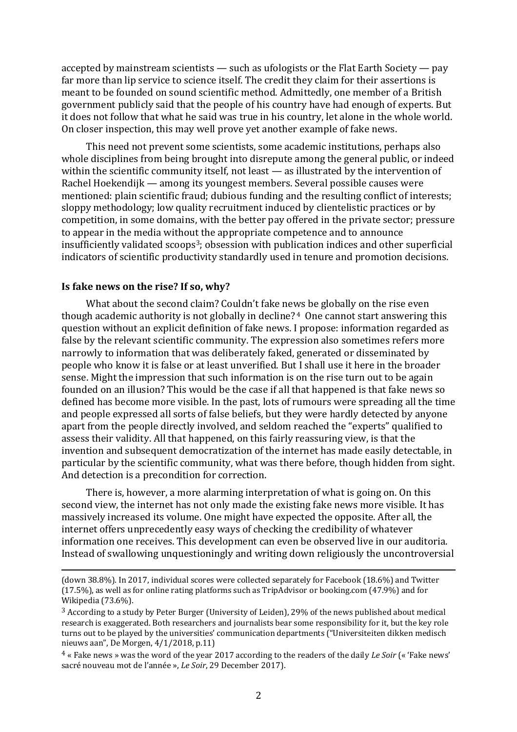accepted by mainstream scientists — such as ufologists or the Flat Earth Society — pay far more than lip service to science itself. The credit they claim for their assertions is meant to be founded on sound scientific method. Admittedly, one member of a British government publicly said that the people of his country have had enough of experts. But it does not follow that what he said was true in his country, let alone in the whole world. On closer inspection, this may well prove yet another example of fake news.

This need not prevent some scientists, some academic institutions, perhaps also whole disciplines from being brought into disrepute among the general public, or indeed within the scientific community itself, not least — as illustrated by the intervention of Rachel Hoekendijk — among its youngest members. Several possible causes were mentioned: plain scientific fraud; dubious funding and the resulting conflict of interests; sloppy methodology; low quality recruitment induced by clientelistic practices or by competition, in some domains, with the better pay offered in the private sector; pressure to appear in the media without the appropriate competence and to announce insufficiently validated scoops[3]; obsession with publication indices and other superficial indicators of scientific productivity standardly used in tenure and promotion decisions.

**Is fake news on the rise? If so, why?**

What about the second claim? Couldn't fake news be globally on the rise even though academic authority is not globally in decline?[4] One cannot start answering this question without an explicit definition of fake news. I propose: information regarded as false by the relevant scientific community. The expression also sometimes refers more narrowly to information that was deliberately faked, generated or disseminated by people who know it is false or at least unverified. But I shall use it here in the broader sense. Might the impression that such information is on the rise turn out to be again founded on an illusion? This would be the case if all that happened is that fake news so defined has become more visible. In the past, lots of rumours were spreading all the time and people expressed all sorts of false beliefs, but they were hardly detected by anyone apart from the people directly involved, and seldom reached the "experts" qualified to assess their validity. All that happened, on this fairly reassuring view, is that the invention and subsequent democratization of the internet has made easily detectable, in particular by the scientific community, what was there before, though hidden from sight. And detection is a precondition for correction.

There is, however, a more alarming interpretation of what is going on. On this second view, the internet has not only made the existing fake news more visible. It has massively increased its volume. One might have expected the opposite. After all, the internet offers unprecedently easy ways of checking the credibility of whatever information one receives. This development can even be observed live in our auditoria. Instead of swallowing unquestioningly and writing down religiously the uncontroversial

---

(down 38.8%). In 2017, individual scores were collected separately for Facebook (18.6%) and Twitter (17.5%), as well as for online rating platforms such as TripAdvisor or booking.com (47.9%) and for Wikipedia (73.6%).

[3] According to a study by Peter Burger (University of Leiden), 29% of the news published about medical research is exaggerated. Both researchers and journalists bear some responsibility for it, but the key role turns out to be played by the universities' communication departments ("Universiteiten dikken medisch nieuws aan", De Morgen, 4/1/2018, p.11)

[4] « Fake news » was the word of the year 2017 according to the readers of the daily *Le Soir* (« 'Fake news' sacré nouveau mot de l'année », *Le Soir*, 29 December 2017).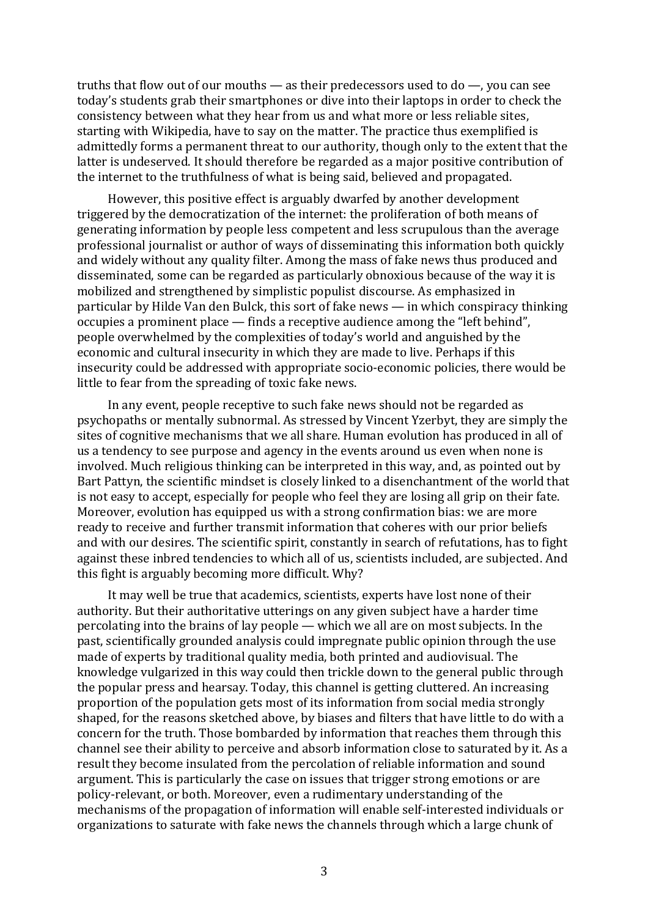truths that flow out of our mouths — as their predecessors used to do —, you can see today's students grab their smartphones or dive into their laptops in order to check the consistency between what they hear from us and what more or less reliable sites, starting with Wikipedia, have to say on the matter. The practice thus exemplified is admittedly forms a permanent threat to our authority, though only to the extent that the latter is undeserved. It should therefore be regarded as a major positive contribution of the internet to the truthfulness of what is being said, believed and propagated.

However, this positive effect is arguably dwarfed by another development triggered by the democratization of the internet: the proliferation of both means of generating information by people less competent and less scrupulous than the average professional journalist or author of ways of disseminating this information both quickly and widely without any quality filter. Among the mass of fake news thus produced and disseminated, some can be regarded as particularly obnoxious because of the way it is mobilized and strengthened by simplistic populist discourse. As emphasized in particular by Hilde Van den Bulck, this sort of fake news — in which conspiracy thinking occupies a prominent place — finds a receptive audience among the "left behind", people overwhelmed by the complexities of today's world and anguished by the economic and cultural insecurity in which they are made to live. Perhaps if this insecurity could be addressed with appropriate socio-economic policies, there would be little to fear from the spreading of toxic fake news.

In any event, people receptive to such fake news should not be regarded as psychopaths or mentally subnormal. As stressed by Vincent Yzerbyt, they are simply the sites of cognitive mechanisms that we all share. Human evolution has produced in all of us a tendency to see purpose and agency in the events around us even when none is involved. Much religious thinking can be interpreted in this way, and, as pointed out by Bart Pattyn, the scientific mindset is closely linked to a disenchantment of the world that is not easy to accept, especially for people who feel they are losing all grip on their fate. Moreover, evolution has equipped us with a strong confirmation bias: we are more ready to receive and further transmit information that coheres with our prior beliefs and with our desires. The scientific spirit, constantly in search of refutations, has to fight against these inbred tendencies to which all of us, scientists included, are subjected. And this fight is arguably becoming more difficult. Why?

It may well be true that academics, scientists, experts have lost none of their authority. But their authoritative utterings on any given subject have a harder time percolating into the brains of lay people — which we all are on most subjects. In the past, scientifically grounded analysis could impregnate public opinion through the use made of experts by traditional quality media, both printed and audiovisual. The knowledge vulgarized in this way could then trickle down to the general public through the popular press and hearsay. Today, this channel is getting cluttered. An increasing proportion of the population gets most of its information from social media strongly shaped, for the reasons sketched above, by biases and filters that have little to do with a concern for the truth. Those bombarded by information that reaches them through this channel see their ability to perceive and absorb information close to saturated by it. As a result they become insulated from the percolation of reliable information and sound argument. This is particularly the case on issues that trigger strong emotions or are policy-relevant, or both. Moreover, even a rudimentary understanding of the mechanisms of the propagation of information will enable self-interested individuals or organizations to saturate with fake news the channels through which a large chunk of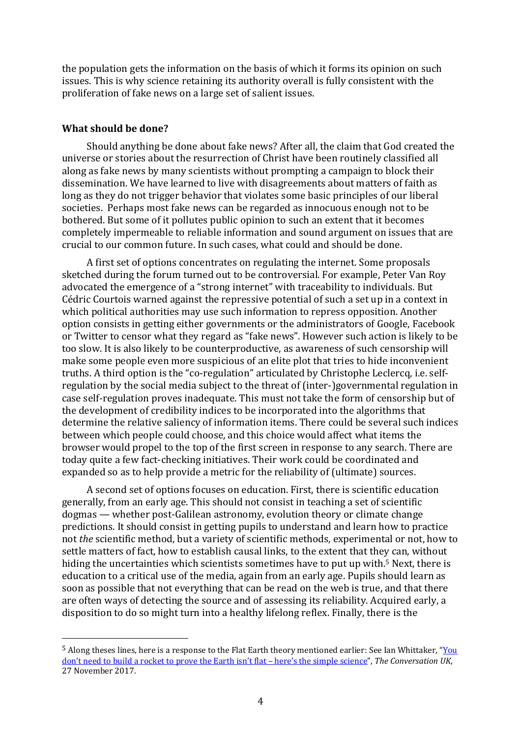the population gets the information on the basis of which it forms its opinion on such issues. This is why science retaining its authority overall is fully consistent with the proliferation of fake news on a large set of salient issues.

**What should be done?**

Should anything be done about fake news? After all, the claim that God created the universe or stories about the resurrection of Christ have been routinely classified all along as fake news by many scientists without prompting a campaign to block their dissemination. We have learned to live with disagreements about matters of faith as long as they do not trigger behavior that violates some basic principles of our liberal societies. Perhaps most fake news can be regarded as innocuous enough not to be bothered. But some of it pollutes public opinion to such an extent that it becomes completely impermeable to reliable information and sound argument on issues that are crucial to our common future. In such cases, what could and should be done.

A first set of options concentrates on regulating the internet. Some proposals sketched during the forum turned out to be controversial. For example, Peter Van Roy advocated the emergence of a "strong internet" with traceability to individuals. But Cédric Courtois warned against the repressive potential of such a set up in a context in which political authorities may use such information to repress opposition. Another option consists in getting either governments or the administrators of Google, Facebook or Twitter to censor what they regard as "fake news". However such action is likely to be too slow. It is also likely to be counterproductive, as awareness of such censorship will make some people even more suspicious of an elite plot that tries to hide inconvenient truths. A third option is the "co-regulation" articulated by Christophe Leclercq, i.e. self-regulation by the social media subject to the threat of (inter-)governmental regulation in case self-regulation proves inadequate. This must not take the form of censorship but of the development of credibility indices to be incorporated into the algorithms that determine the relative saliency of information items. There could be several such indices between which people could choose, and this choice would affect what items the browser would propel to the top of the first screen in response to any search. There are today quite a few fact-checking initiatives. Their work could be coordinated and expanded so as to help provide a metric for the reliability of (ultimate) sources.

A second set of options focuses on education. First, there is scientific education generally, from an early age. This should not consist in teaching a set of scientific dogmas — whether post-Galilean astronomy, evolution theory or climate change predictions. It should consist in getting pupils to understand and learn how to practice not *the* scientific method, but a variety of scientific methods, experimental or not, how to settle matters of fact, how to establish causal links, to the extent that they can, without hiding the uncertainties which scientists sometimes have to put up with.[5] Next, there is education to a critical use of the media, again from an early age. Pupils should learn as soon as possible that not everything that can be read on the web is true, and that there are often ways of detecting the source and of assessing its reliability. Acquired early, a disposition to do so might turn into a healthy lifelong reflex. Finally, there is the

---

[5] Along theses lines, here is a response to the Flat Earth theory mentioned earlier: See Ian Whittaker, "You don't need to build a rocket to prove the Earth isn't flat – here's the simple science", *The Conversation UK*, 27 November 2017.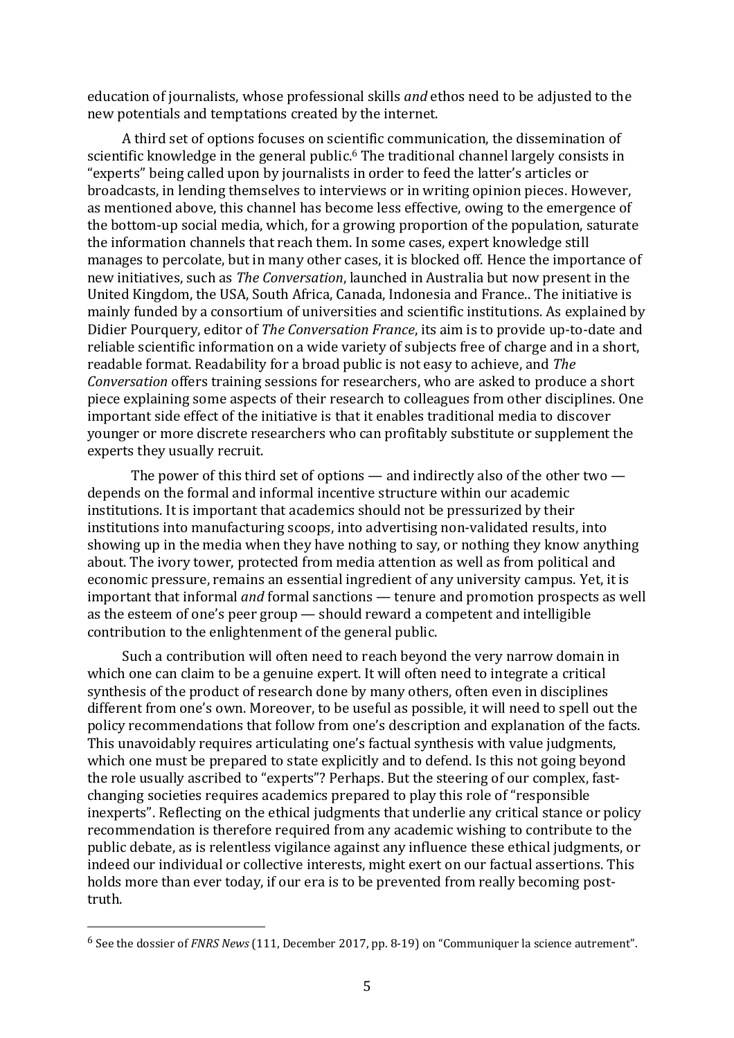education of journalists, whose professional skills *and* ethos need to be adjusted to the new potentials and temptations created by the internet.

A third set of options focuses on scientific communication, the dissemination of scientific knowledge in the general public.[6] The traditional channel largely consists in "experts" being called upon by journalists in order to feed the latter's articles or broadcasts, in lending themselves to interviews or in writing opinion pieces. However, as mentioned above, this channel has become less effective, owing to the emergence of the bottom-up social media, which, for a growing proportion of the population, saturate the information channels that reach them. In some cases, expert knowledge still manages to percolate, but in many other cases, it is blocked off. Hence the importance of new initiatives, such as *The Conversation*, launched in Australia but now present in the United Kingdom, the USA, South Africa, Canada, Indonesia and France.. The initiative is mainly funded by a consortium of universities and scientific institutions. As explained by Didier Pourquery, editor of *The Conversation France*, its aim is to provide up-to-date and reliable scientific information on a wide variety of subjects free of charge and in a short, readable format. Readability for a broad public is not easy to achieve, and *The Conversation* offers training sessions for researchers, who are asked to produce a short piece explaining some aspects of their research to colleagues from other disciplines. One important side effect of the initiative is that it enables traditional media to discover younger or more discrete researchers who can profitably substitute or supplement the experts they usually recruit.

The power of this third set of options — and indirectly also of the other two — depends on the formal and informal incentive structure within our academic institutions. It is important that academics should not be pressurized by their institutions into manufacturing scoops, into advertising non-validated results, into showing up in the media when they have nothing to say, or nothing they know anything about. The ivory tower, protected from media attention as well as from political and economic pressure, remains an essential ingredient of any university campus. Yet, it is important that informal *and* formal sanctions — tenure and promotion prospects as well as the esteem of one's peer group — should reward a competent and intelligible contribution to the enlightenment of the general public.

Such a contribution will often need to reach beyond the very narrow domain in which one can claim to be a genuine expert. It will often need to integrate a critical synthesis of the product of research done by many others, often even in disciplines different from one's own. Moreover, to be useful as possible, it will need to spell out the policy recommendations that follow from one's description and explanation of the facts. This unavoidably requires articulating one's factual synthesis with value judgments, which one must be prepared to state explicitly and to defend. Is this not going beyond the role usually ascribed to "experts"? Perhaps. But the steering of our complex, fast-changing societies requires academics prepared to play this role of "responsible inexperts". Reflecting on the ethical judgments that underlie any critical stance or policy recommendation is therefore required from any academic wishing to contribute to the public debate, as is relentless vigilance against any influence these ethical judgments, or indeed our individual or collective interests, might exert on our factual assertions. This holds more than ever today, if our era is to be prevented from really becoming post-truth.

---

[6] See the dossier of *FNRS News* (111, December 2017, pp. 8-19) on "Communiquer la science autrement".